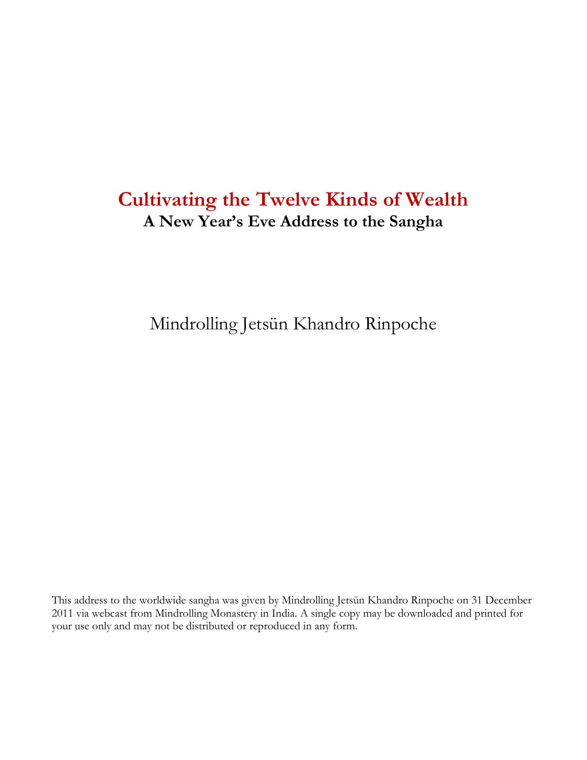# Cultivating the Twelve Kinds of Wealth

## A New Year's Eve Address to the Sangha

Mindrolling Jetsün Khandro Rinpoche

This address to the worldwide sangha was given by Mindrolling Jetsün Khandro Rinpoche on 31 December 2011 via webcast from Mindrolling Monastery in India. A single copy may be downloaded and printed for your use only and may not be distributed or reproduced in any form.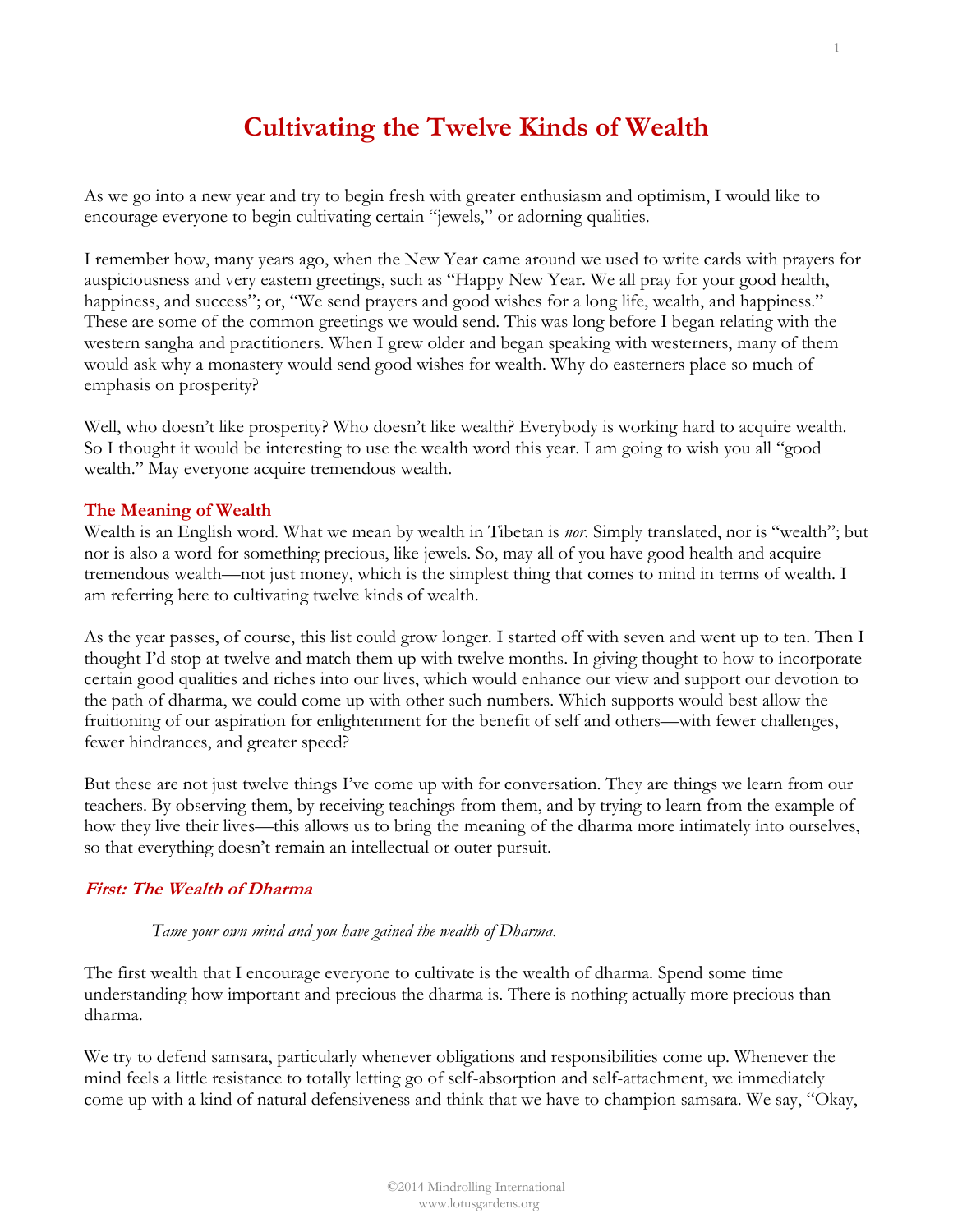# Cultivating the Twelve Kinds of Wealth

As we go into a new year and try to begin fresh with greater enthusiasm and optimism, I would like to encourage everyone to begin cultivating certain "jewels," or adorning qualities.

I remember how, many years ago, when the New Year came around we used to write cards with prayers for auspiciousness and very eastern greetings, such as "Happy New Year. We all pray for your good health, happiness, and success"; or, "We send prayers and good wishes for a long life, wealth, and happiness." These are some of the common greetings we would send. This was long before I began relating with the western sangha and practitioners. When I grew older and began speaking with westerners, many of them would ask why a monastery would send good wishes for wealth. Why do easterners place so much of emphasis on prosperity?

Well, who doesn't like prosperity? Who doesn't like wealth? Everybody is working hard to acquire wealth. So I thought it would be interesting to use the wealth word this year. I am going to wish you all "good wealth." May everyone acquire tremendous wealth.

## The Meaning of Wealth

Wealth is an English word. What we mean by wealth in Tibetan is *nor*. Simply translated, nor is "wealth"; but nor is also a word for something precious, like jewels. So, may all of you have good health and acquire tremendous wealth—not just money, which is the simplest thing that comes to mind in terms of wealth. I am referring here to cultivating twelve kinds of wealth.

As the year passes, of course, this list could grow longer. I started off with seven and went up to ten. Then I thought I'd stop at twelve and match them up with twelve months. In giving thought to how to incorporate certain good qualities and riches into our lives, which would enhance our view and support our devotion to the path of dharma, we could come up with other such numbers. Which supports would best allow the fruitioning of our aspiration for enlightenment for the benefit of self and others—with fewer challenges, fewer hindrances, and greater speed?

But these are not just twelve things I've come up with for conversation. They are things we learn from our teachers. By observing them, by receiving teachings from them, and by trying to learn from the example of how they live their lives—this allows us to bring the meaning of the dharma more intimately into ourselves, so that everything doesn't remain an intellectual or outer pursuit.

### *First: The Wealth of Dharma*

> *Tame your own mind and you have gained the wealth of Dharma.*

The first wealth that I encourage everyone to cultivate is the wealth of dharma. Spend some time understanding how important and precious the dharma is. There is nothing actually more precious than dharma.

We try to defend samsara, particularly whenever obligations and responsibilities come up. Whenever the mind feels a little resistance to totally letting go of self-absorption and self-attachment, we immediately come up with a kind of natural defensiveness and think that we have to champion samsara. We say, "Okay,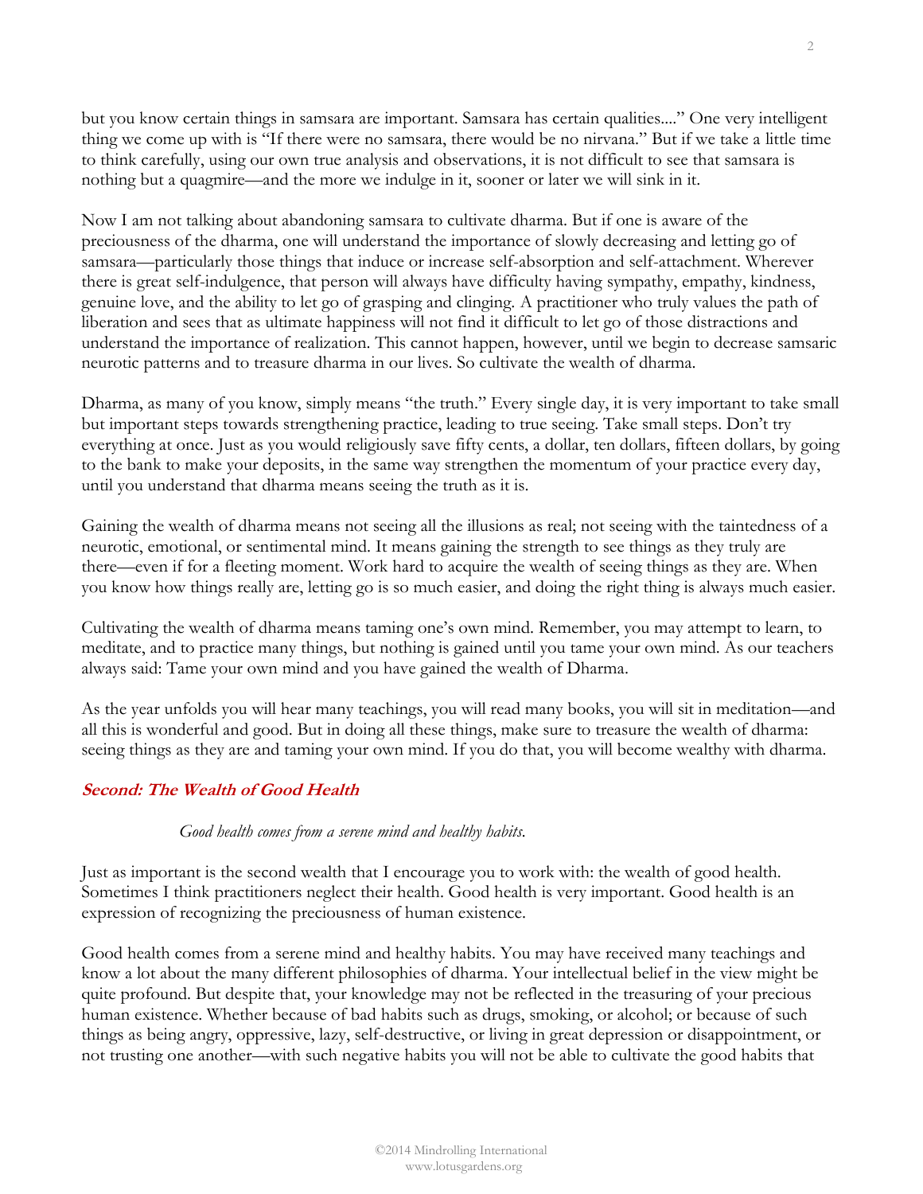but you know certain things in samsara are important. Samsara has certain qualities...." One very intelligent thing we come up with is "If there were no samsara, there would be no nirvana." But if we take a little time to think carefully, using our own true analysis and observations, it is not difficult to see that samsara is nothing but a quagmire—and the more we indulge in it, sooner or later we will sink in it.

Now I am not talking about abandoning samsara to cultivate dharma. But if one is aware of the preciousness of the dharma, one will understand the importance of slowly decreasing and letting go of samsara—particularly those things that induce or increase self-absorption and self-attachment. Wherever there is great self-indulgence, that person will always have difficulty having sympathy, empathy, kindness, genuine love, and the ability to let go of grasping and clinging. A practitioner who truly values the path of liberation and sees that as ultimate happiness will not find it difficult to let go of those distractions and understand the importance of realization. This cannot happen, however, until we begin to decrease samsaric neurotic patterns and to treasure dharma in our lives. So cultivate the wealth of dharma.

Dharma, as many of you know, simply means "the truth." Every single day, it is very important to take small but important steps towards strengthening practice, leading to true seeing. Take small steps. Don't try everything at once. Just as you would religiously save fifty cents, a dollar, ten dollars, fifteen dollars, by going to the bank to make your deposits, in the same way strengthen the momentum of your practice every day, until you understand that dharma means seeing the truth as it is.

Gaining the wealth of dharma means not seeing all the illusions as real; not seeing with the taintedness of a neurotic, emotional, or sentimental mind. It means gaining the strength to see things as they truly are there—even if for a fleeting moment. Work hard to acquire the wealth of seeing things as they are. When you know how things really are, letting go is so much easier, and doing the right thing is always much easier.

Cultivating the wealth of dharma means taming one's own mind. Remember, you may attempt to learn, to meditate, and to practice many things, but nothing is gained until you tame your own mind. As our teachers always said: Tame your own mind and you have gained the wealth of Dharma.

As the year unfolds you will hear many teachings, you will read many books, you will sit in meditation—and all this is wonderful and good. But in doing all these things, make sure to treasure the wealth of dharma: seeing things as they are and taming your own mind. If you do that, you will become wealthy with dharma.

## Second: The Wealth of Good Health

*Good health comes from a serene mind and healthy habits.*

Just as important is the second wealth that I encourage you to work with: the wealth of good health. Sometimes I think practitioners neglect their health. Good health is very important. Good health is an expression of recognizing the preciousness of human existence.

Good health comes from a serene mind and healthy habits. You may have received many teachings and know a lot about the many different philosophies of dharma. Your intellectual belief in the view might be quite profound. But despite that, your knowledge may not be reflected in the treasuring of your precious human existence. Whether because of bad habits such as drugs, smoking, or alcohol; or because of such things as being angry, oppressive, lazy, self-destructive, or living in great depression or disappointment, or not trusting one another—with such negative habits you will not be able to cultivate the good habits that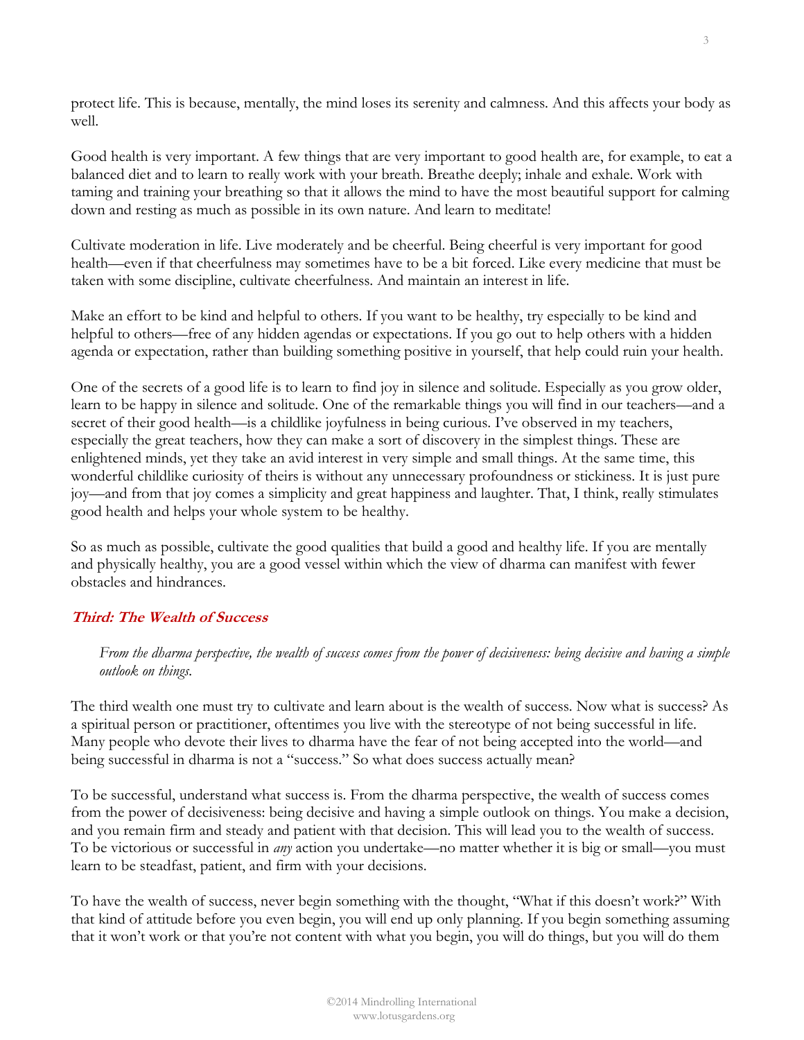protect life. This is because, mentally, the mind loses its serenity and calmness. And this affects your body as well.

Good health is very important. A few things that are very important to good health are, for example, to eat a balanced diet and to learn to really work with your breath. Breathe deeply; inhale and exhale. Work with taming and training your breathing so that it allows the mind to have the most beautiful support for calming down and resting as much as possible in its own nature. And learn to meditate!

Cultivate moderation in life. Live moderately and be cheerful. Being cheerful is very important for good health—even if that cheerfulness may sometimes have to be a bit forced. Like every medicine that must be taken with some discipline, cultivate cheerfulness. And maintain an interest in life.

Make an effort to be kind and helpful to others. If you want to be healthy, try especially to be kind and helpful to others—free of any hidden agendas or expectations. If you go out to help others with a hidden agenda or expectation, rather than building something positive in yourself, that help could ruin your health.

One of the secrets of a good life is to learn to find joy in silence and solitude. Especially as you grow older, learn to be happy in silence and solitude. One of the remarkable things you will find in our teachers—and a secret of their good health—is a childlike joyfulness in being curious. I've observed in my teachers, especially the great teachers, how they can make a sort of discovery in the simplest things. These are enlightened minds, yet they take an avid interest in very simple and small things. At the same time, this wonderful childlike curiosity of theirs is without any unnecessary profoundness or stickiness. It is just pure joy—and from that joy comes a simplicity and great happiness and laughter. That, I think, really stimulates good health and helps your whole system to be healthy.

So as much as possible, cultivate the good qualities that build a good and healthy life. If you are mentally and physically healthy, you are a good vessel within which the view of dharma can manifest with fewer obstacles and hindrances.

### *Third: The Wealth of Success*

> *From the dharma perspective, the wealth of success comes from the power of decisiveness: being decisive and having a simple outlook on things.*

The third wealth one must try to cultivate and learn about is the wealth of success. Now what is success? As a spiritual person or practitioner, oftentimes you live with the stereotype of not being successful in life. Many people who devote their lives to dharma have the fear of not being accepted into the world—and being successful in dharma is not a "success." So what does success actually mean?

To be successful, understand what success is. From the dharma perspective, the wealth of success comes from the power of decisiveness: being decisive and having a simple outlook on things. You make a decision, and you remain firm and steady and patient with that decision. This will lead you to the wealth of success. To be victorious or successful in *any* action you undertake—no matter whether it is big or small—you must learn to be steadfast, patient, and firm with your decisions.

To have the wealth of success, never begin something with the thought, "What if this doesn't work?" With that kind of attitude before you even begin, you will end up only planning. If you begin something assuming that it won't work or that you're not content with what you begin, you will do things, but you will do them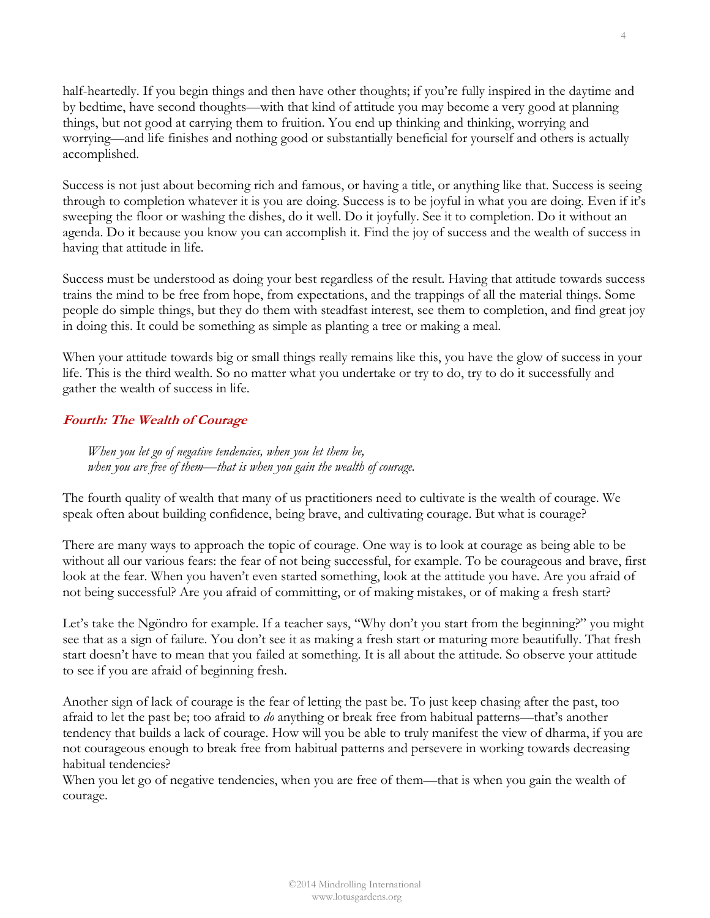half-heartedly. If you begin things and then have other thoughts; if you're fully inspired in the daytime and by bedtime, have second thoughts—with that kind of attitude you may become a very good at planning things, but not good at carrying them to fruition. You end up thinking and thinking, worrying and worrying—and life finishes and nothing good or substantially beneficial for yourself and others is actually accomplished.

Success is not just about becoming rich and famous, or having a title, or anything like that. Success is seeing through to completion whatever it is you are doing. Success is to be joyful in what you are doing. Even if it's sweeping the floor or washing the dishes, do it well. Do it joyfully. See it to completion. Do it without an agenda. Do it because you know you can accomplish it. Find the joy of success and the wealth of success in having that attitude in life.

Success must be understood as doing your best regardless of the result. Having that attitude towards success trains the mind to be free from hope, from expectations, and the trappings of all the material things. Some people do simple things, but they do them with steadfast interest, see them to completion, and find great joy in doing this. It could be something as simple as planting a tree or making a meal.

When your attitude towards big or small things really remains like this, you have the glow of success in your life. This is the third wealth. So no matter what you undertake or try to do, try to do it successfully and gather the wealth of success in life.

### ***Fourth: The Wealth of Courage***

> *When you let go of negative tendencies, when you let them be,*
> *when you are free of them—that is when you gain the wealth of courage.*

The fourth quality of wealth that many of us practitioners need to cultivate is the wealth of courage. We speak often about building confidence, being brave, and cultivating courage. But what is courage?

There are many ways to approach the topic of courage. One way is to look at courage as being able to be without all our various fears: the fear of not being successful, for example. To be courageous and brave, first look at the fear. When you haven't even started something, look at the attitude you have. Are you afraid of not being successful? Are you afraid of committing, or of making mistakes, or of making a fresh start?

Let's take the Ngöndro for example. If a teacher says, "Why don't you start from the beginning?" you might see that as a sign of failure. You don't see it as making a fresh start or maturing more beautifully. That fresh start doesn't have to mean that you failed at something. It is all about the attitude. So observe your attitude to see if you are afraid of beginning fresh.

Another sign of lack of courage is the fear of letting the past be. To just keep chasing after the past, too afraid to let the past be; too afraid to *do* anything or break free from habitual patterns—that's another tendency that builds a lack of courage. How will you be able to truly manifest the view of dharma, if you are not courageous enough to break free from habitual patterns and persevere in working towards decreasing habitual tendencies?

When you let go of negative tendencies, when you are free of them—that is when you gain the wealth of courage.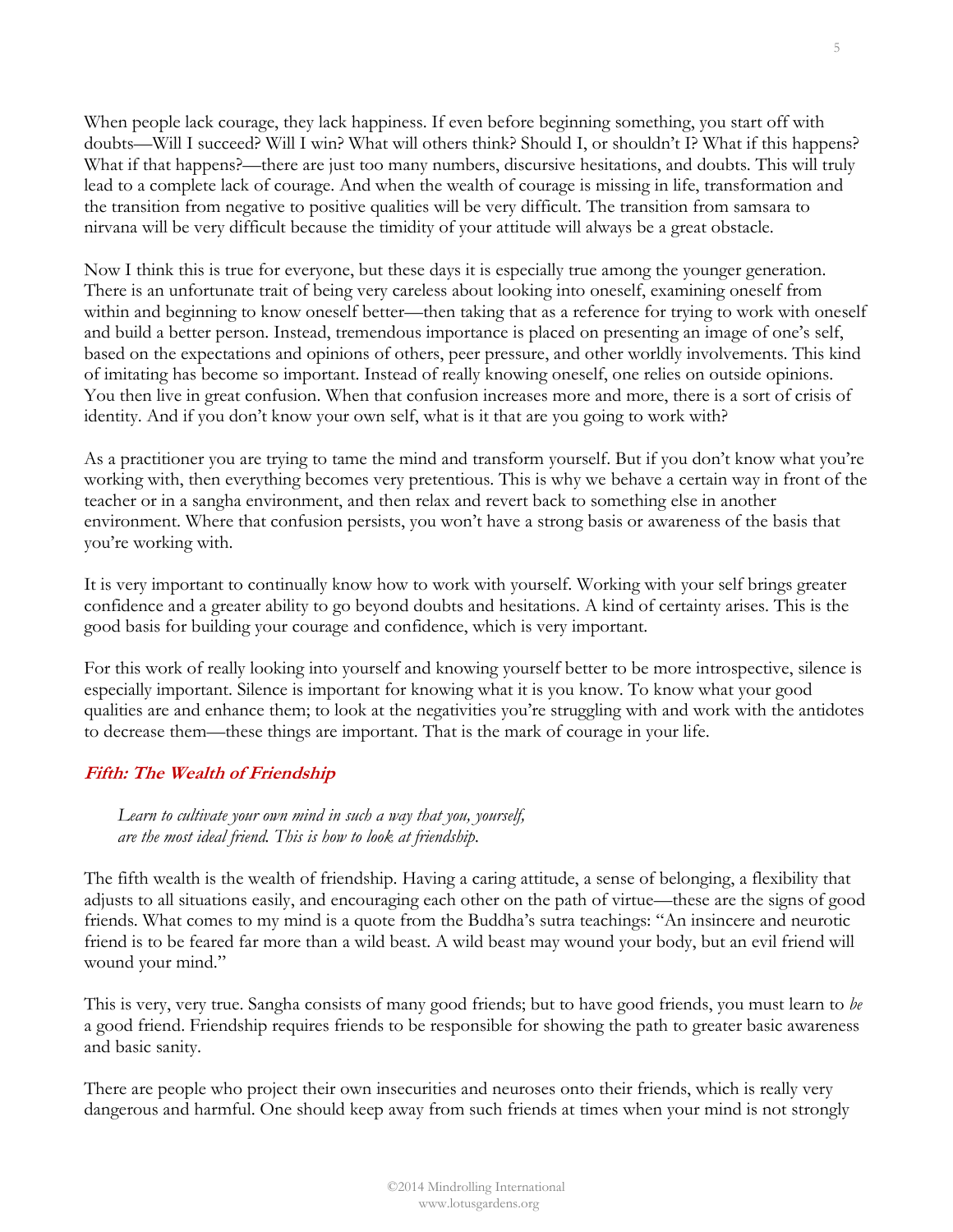When people lack courage, they lack happiness. If even before beginning something, you start off with doubts—Will I succeed? Will I win? What will others think? Should I, or shouldn't I? What if this happens? What if that happens?—there are just too many numbers, discursive hesitations, and doubts. This will truly lead to a complete lack of courage. And when the wealth of courage is missing in life, transformation and the transition from negative to positive qualities will be very difficult. The transition from samsara to nirvana will be very difficult because the timidity of your attitude will always be a great obstacle.

Now I think this is true for everyone, but these days it is especially true among the younger generation. There is an unfortunate trait of being very careless about looking into oneself, examining oneself from within and beginning to know oneself better—then taking that as a reference for trying to work with oneself and build a better person. Instead, tremendous importance is placed on presenting an image of one's self, based on the expectations and opinions of others, peer pressure, and other worldly involvements. This kind of imitating has become so important. Instead of really knowing oneself, one relies on outside opinions. You then live in great confusion. When that confusion increases more and more, there is a sort of crisis of identity. And if you don't know your own self, what is it that are you going to work with?

As a practitioner you are trying to tame the mind and transform yourself. But if you don't know what you're working with, then everything becomes very pretentious. This is why we behave a certain way in front of the teacher or in a sangha environment, and then relax and revert back to something else in another environment. Where that confusion persists, you won't have a strong basis or awareness of the basis that you're working with.

It is very important to continually know how to work with yourself. Working with your self brings greater confidence and a greater ability to go beyond doubts and hesitations. A kind of certainty arises. This is the good basis for building your courage and confidence, which is very important.

For this work of really looking into yourself and knowing yourself better to be more introspective, silence is especially important. Silence is important for knowing what it is you know. To know what your good qualities are and enhance them; to look at the negativities you're struggling with and work with the antidotes to decrease them—these things are important. That is the mark of courage in your life.

### Fifth: The Wealth of Friendship

> *Learn to cultivate your own mind in such a way that you, yourself,*
> *are the most ideal friend. This is how to look at friendship.*

The fifth wealth is the wealth of friendship. Having a caring attitude, a sense of belonging, a flexibility that adjusts to all situations easily, and encouraging each other on the path of virtue—these are the signs of good friends. What comes to my mind is a quote from the Buddha's sutra teachings: "An insincere and neurotic friend is to be feared far more than a wild beast. A wild beast may wound your body, but an evil friend will wound your mind."

This is very, very true. Sangha consists of many good friends; but to have good friends, you must learn to *be* a good friend. Friendship requires friends to be responsible for showing the path to greater basic awareness and basic sanity.

There are people who project their own insecurities and neuroses onto their friends, which is really very dangerous and harmful. One should keep away from such friends at times when your mind is not strongly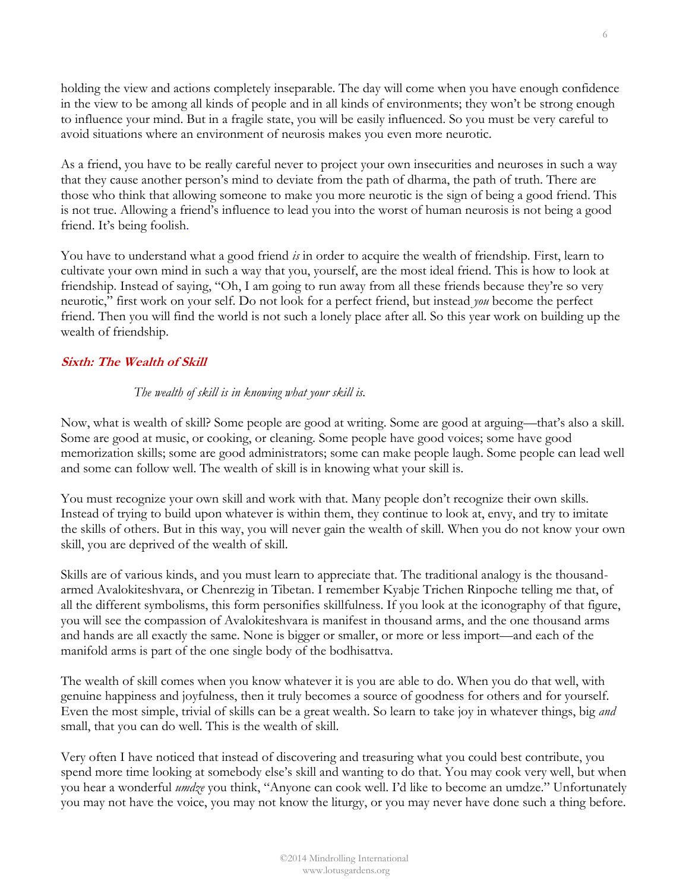holding the view and actions completely inseparable. The day will come when you have enough confidence in the view to be among all kinds of people and in all kinds of environments; they won't be strong enough to influence your mind. But in a fragile state, you will be easily influenced. So you must be very careful to avoid situations where an environment of neurosis makes you even more neurotic.

As a friend, you have to be really careful never to project your own insecurities and neuroses in such a way that they cause another person's mind to deviate from the path of dharma, the path of truth. There are those who think that allowing someone to make you more neurotic is the sign of being a good friend. This is not true. Allowing a friend's influence to lead you into the worst of human neurosis is not being a good friend. It's being foolish.

You have to understand what a good friend *is* in order to acquire the wealth of friendship. First, learn to cultivate your own mind in such a way that you, yourself, are the most ideal friend. This is how to look at friendship. Instead of saying, "Oh, I am going to run away from all these friends because they're so very neurotic," first work on your self. Do not look for a perfect friend, but instead *you* become the perfect friend. Then you will find the world is not such a lonely place after all. So this year work on building up the wealth of friendship.

### Sixth: The Wealth of Skill

*The wealth of skill is in knowing what your skill is.*

Now, what is wealth of skill? Some people are good at writing. Some are good at arguing—that's also a skill. Some are good at music, or cooking, or cleaning. Some people have good voices; some have good memorization skills; some are good administrators; some can make people laugh. Some people can lead well and some can follow well. The wealth of skill is in knowing what your skill is.

You must recognize your own skill and work with that. Many people don't recognize their own skills. Instead of trying to build upon whatever is within them, they continue to look at, envy, and try to imitate the skills of others. But in this way, you will never gain the wealth of skill. When you do not know your own skill, you are deprived of the wealth of skill.

Skills are of various kinds, and you must learn to appreciate that. The traditional analogy is the thousand-armed Avalokiteshvara, or Chenrezig in Tibetan. I remember Kyabje Trichen Rinpoche telling me that, of all the different symbolisms, this form personifies skillfulness. If you look at the iconography of that figure, you will see the compassion of Avalokiteshvara is manifest in thousand arms, and the one thousand arms and hands are all exactly the same. None is bigger or smaller, or more or less import—and each of the manifold arms is part of the one single body of the bodhisattva.

The wealth of skill comes when you know whatever it is you are able to do. When you do that well, with genuine happiness and joyfulness, then it truly becomes a source of goodness for others and for yourself. Even the most simple, trivial of skills can be a great wealth. So learn to take joy in whatever things, big *and* small, that you can do well. This is the wealth of skill.

Very often I have noticed that instead of discovering and treasuring what you could best contribute, you spend more time looking at somebody else's skill and wanting to do that. You may cook very well, but when you hear a wonderful *umdze* you think, "Anyone can cook well. I'd like to become an umdze." Unfortunately you may not have the voice, you may not know the liturgy, or you may never have done such a thing before.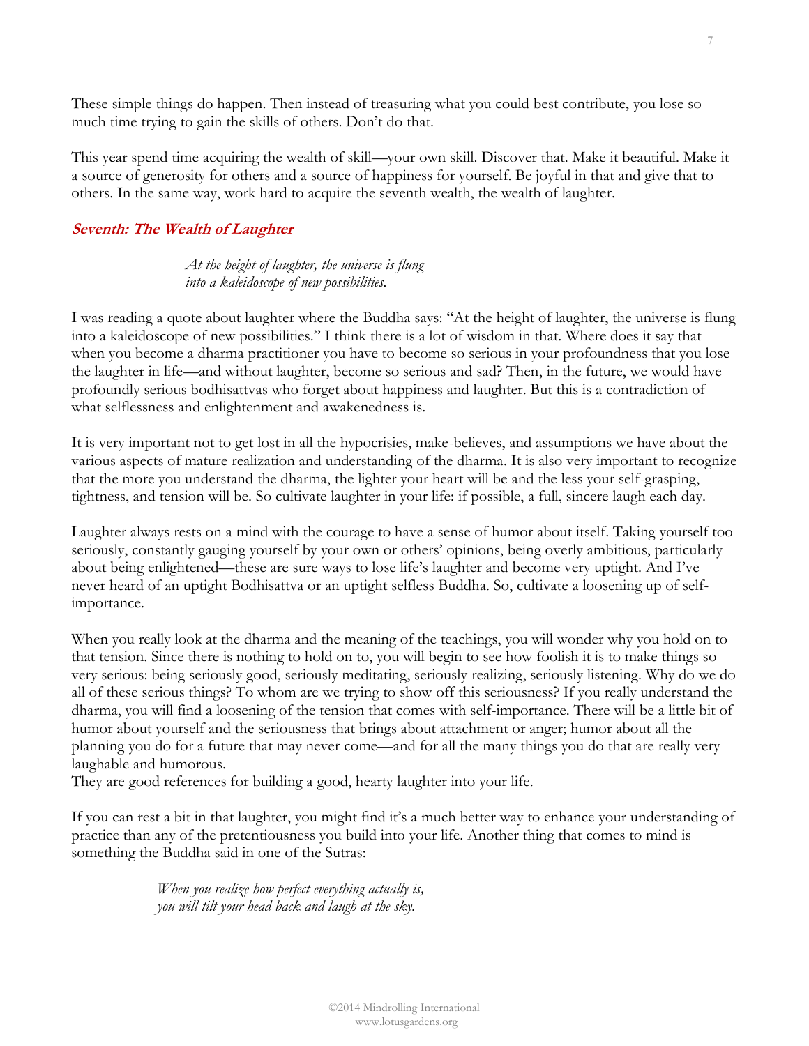These simple things do happen. Then instead of treasuring what you could best contribute, you lose so much time trying to gain the skills of others. Don't do that.

This year spend time acquiring the wealth of skill—your own skill. Discover that. Make it beautiful. Make it a source of generosity for others and a source of happiness for yourself. Be joyful in that and give that to others. In the same way, work hard to acquire the seventh wealth, the wealth of laughter.

### Seventh: The Wealth of Laughter

> *At the height of laughter, the universe is flung*
> *into a kaleidoscope of new possibilities.*

I was reading a quote about laughter where the Buddha says: "At the height of laughter, the universe is flung into a kaleidoscope of new possibilities." I think there is a lot of wisdom in that. Where does it say that when you become a dharma practitioner you have to become so serious in your profoundness that you lose the laughter in life—and without laughter, become so serious and sad? Then, in the future, we would have profoundly serious bodhisattvas who forget about happiness and laughter. But this is a contradiction of what selflessness and enlightenment and awakenedness is.

It is very important not to get lost in all the hypocrisies, make-believes, and assumptions we have about the various aspects of mature realization and understanding of the dharma. It is also very important to recognize that the more you understand the dharma, the lighter your heart will be and the less your self-grasping, tightness, and tension will be. So cultivate laughter in your life: if possible, a full, sincere laugh each day.

Laughter always rests on a mind with the courage to have a sense of humor about itself. Taking yourself too seriously, constantly gauging yourself by your own or others' opinions, being overly ambitious, particularly about being enlightened—these are sure ways to lose life's laughter and become very uptight. And I've never heard of an uptight Bodhisattva or an uptight selfless Buddha. So, cultivate a loosening up of self-importance.

When you really look at the dharma and the meaning of the teachings, you will wonder why you hold on to that tension. Since there is nothing to hold on to, you will begin to see how foolish it is to make things so very serious: being seriously good, seriously meditating, seriously realizing, seriously listening. Why do we do all of these serious things? To whom are we trying to show off this seriousness? If you really understand the dharma, you will find a loosening of the tension that comes with self-importance. There will be a little bit of humor about yourself and the seriousness that brings about attachment or anger; humor about all the planning you do for a future that may never come—and for all the many things you do that are really very laughable and humorous.
They are good references for building a good, hearty laughter into your life.

If you can rest a bit in that laughter, you might find it's a much better way to enhance your understanding of practice than any of the pretentiousness you build into your life. Another thing that comes to mind is something the Buddha said in one of the Sutras:

> *When you realize how perfect everything actually is,*
> *you will tilt your head back and laugh at the sky.*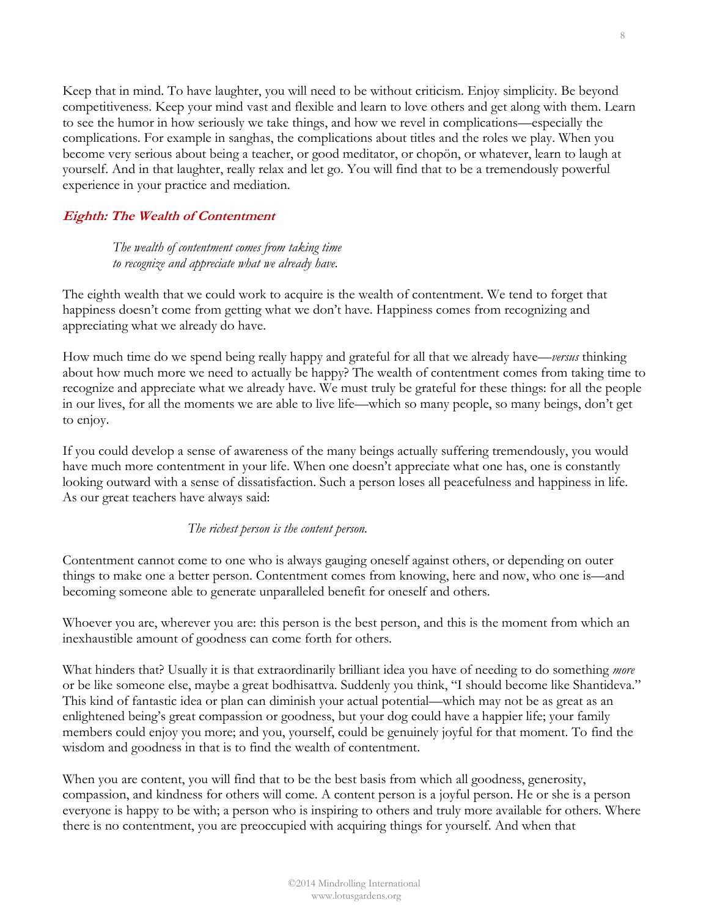Keep that in mind. To have laughter, you will need to be without criticism. Enjoy simplicity. Be beyond competitiveness. Keep your mind vast and flexible and learn to love others and get along with them. Learn to see the humor in how seriously we take things, and how we revel in complications—especially the complications. For example in sanghas, the complications about titles and the roles we play. When you become very serious about being a teacher, or good meditator, or chopön, or whatever, learn to laugh at yourself. And in that laughter, really relax and let go. You will find that to be a tremendously powerful experience in your practice and mediation.

### Eighth: The Wealth of Contentment

> *The wealth of contentment comes from taking time*
> *to recognize and appreciate what we already have.*

The eighth wealth that we could work to acquire is the wealth of contentment. We tend to forget that happiness doesn't come from getting what we don't have. Happiness comes from recognizing and appreciating what we already do have.

How much time do we spend being really happy and grateful for all that we already have—*versus* thinking about how much more we need to actually be happy? The wealth of contentment comes from taking time to recognize and appreciate what we already have. We must truly be grateful for these things: for all the people in our lives, for all the moments we are able to live life—which so many people, so many beings, don't get to enjoy.

If you could develop a sense of awareness of the many beings actually suffering tremendously, you would have much more contentment in your life. When one doesn't appreciate what one has, one is constantly looking outward with a sense of dissatisfaction. Such a person loses all peacefulness and happiness in life. As our great teachers have always said:

> *The richest person is the content person.*

Contentment cannot come to one who is always gauging oneself against others, or depending on outer things to make one a better person. Contentment comes from knowing, here and now, who one is—and becoming someone able to generate unparalleled benefit for oneself and others.

Whoever you are, wherever you are: this person is the best person, and this is the moment from which an inexhaustible amount of goodness can come forth for others.

What hinders that? Usually it is that extraordinarily brilliant idea you have of needing to do something *more* or be like someone else, maybe a great bodhisattva. Suddenly you think, "I should become like Shantideva." This kind of fantastic idea or plan can diminish your actual potential—which may not be as great as an enlightened being's great compassion or goodness, but your dog could have a happier life; your family members could enjoy you more; and you, yourself, could be genuinely joyful for that moment. To find the wisdom and goodness in that is to find the wealth of contentment.

When you are content, you will find that to be the best basis from which all goodness, generosity, compassion, and kindness for others will come. A content person is a joyful person. He or she is a person everyone is happy to be with; a person who is inspiring to others and truly more available for others. Where there is no contentment, you are preoccupied with acquiring things for yourself. And when that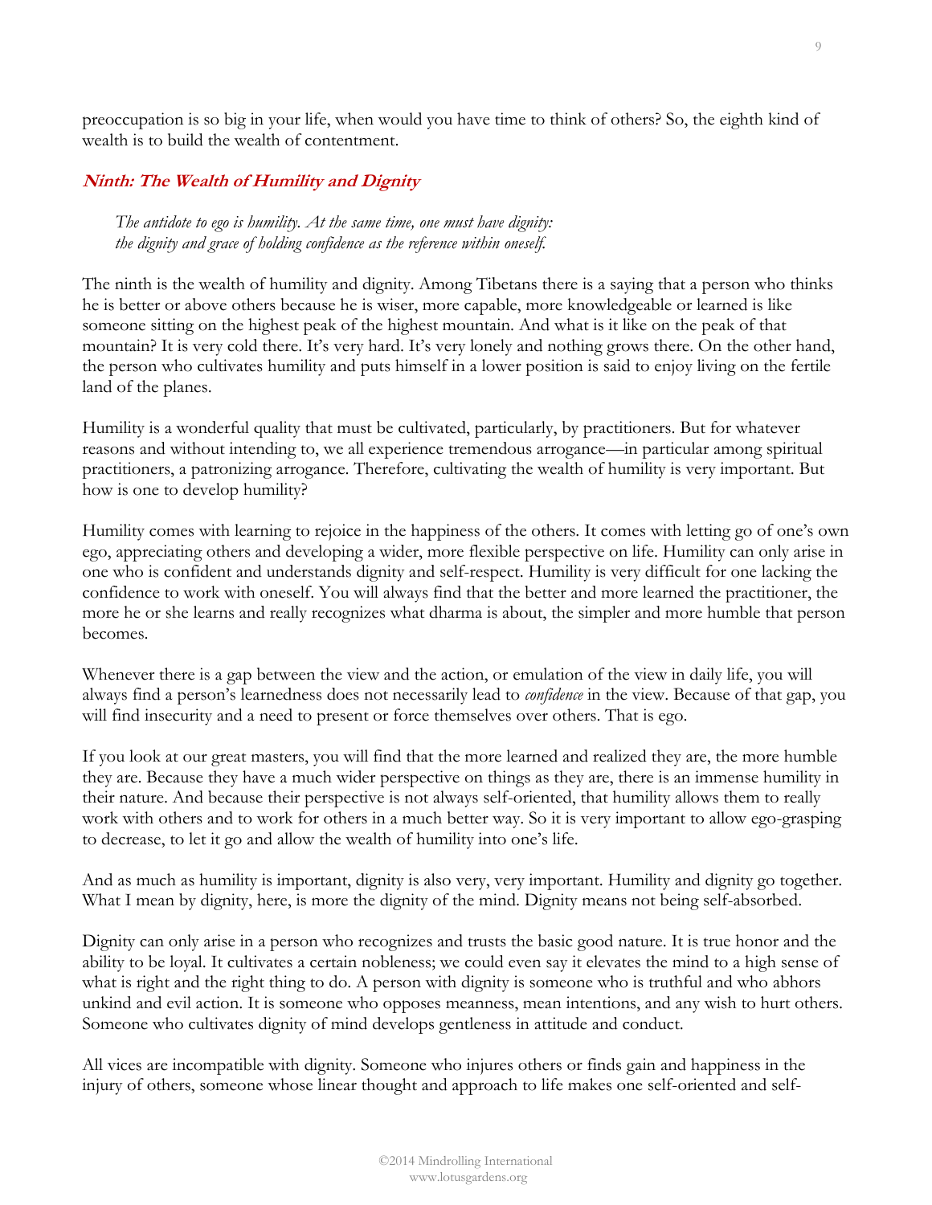preoccupation is so big in your life, when would you have time to think of others? So, the eighth kind of wealth is to build the wealth of contentment.

### *Ninth: The Wealth of Humility and Dignity*

> *The antidote to ego is humility. At the same time, one must have dignity: the dignity and grace of holding confidence as the reference within oneself.*

The ninth is the wealth of humility and dignity. Among Tibetans there is a saying that a person who thinks he is better or above others because he is wiser, more capable, more knowledgeable or learned is like someone sitting on the highest peak of the highest mountain. And what is it like on the peak of that mountain? It is very cold there. It's very hard. It's very lonely and nothing grows there. On the other hand, the person who cultivates humility and puts himself in a lower position is said to enjoy living on the fertile land of the planes.

Humility is a wonderful quality that must be cultivated, particularly, by practitioners. But for whatever reasons and without intending to, we all experience tremendous arrogance—in particular among spiritual practitioners, a patronizing arrogance. Therefore, cultivating the wealth of humility is very important. But how is one to develop humility?

Humility comes with learning to rejoice in the happiness of the others. It comes with letting go of one's own ego, appreciating others and developing a wider, more flexible perspective on life. Humility can only arise in one who is confident and understands dignity and self-respect. Humility is very difficult for one lacking the confidence to work with oneself. You will always find that the better and more learned the practitioner, the more he or she learns and really recognizes what dharma is about, the simpler and more humble that person becomes.

Whenever there is a gap between the view and the action, or emulation of the view in daily life, you will always find a person's learnedness does not necessarily lead to *confidence* in the view. Because of that gap, you will find insecurity and a need to present or force themselves over others. That is ego.

If you look at our great masters, you will find that the more learned and realized they are, the more humble they are. Because they have a much wider perspective on things as they are, there is an immense humility in their nature. And because their perspective is not always self-oriented, that humility allows them to really work with others and to work for others in a much better way. So it is very important to allow ego-grasping to decrease, to let it go and allow the wealth of humility into one's life.

And as much as humility is important, dignity is also very, very important. Humility and dignity go together. What I mean by dignity, here, is more the dignity of the mind. Dignity means not being self-absorbed.

Dignity can only arise in a person who recognizes and trusts the basic good nature. It is true honor and the ability to be loyal. It cultivates a certain nobleness; we could even say it elevates the mind to a high sense of what is right and the right thing to do. A person with dignity is someone who is truthful and who abhors unkind and evil action. It is someone who opposes meanness, mean intentions, and any wish to hurt others. Someone who cultivates dignity of mind develops gentleness in attitude and conduct.

All vices are incompatible with dignity. Someone who injures others or finds gain and happiness in the injury of others, someone whose linear thought and approach to life makes one self-oriented and self-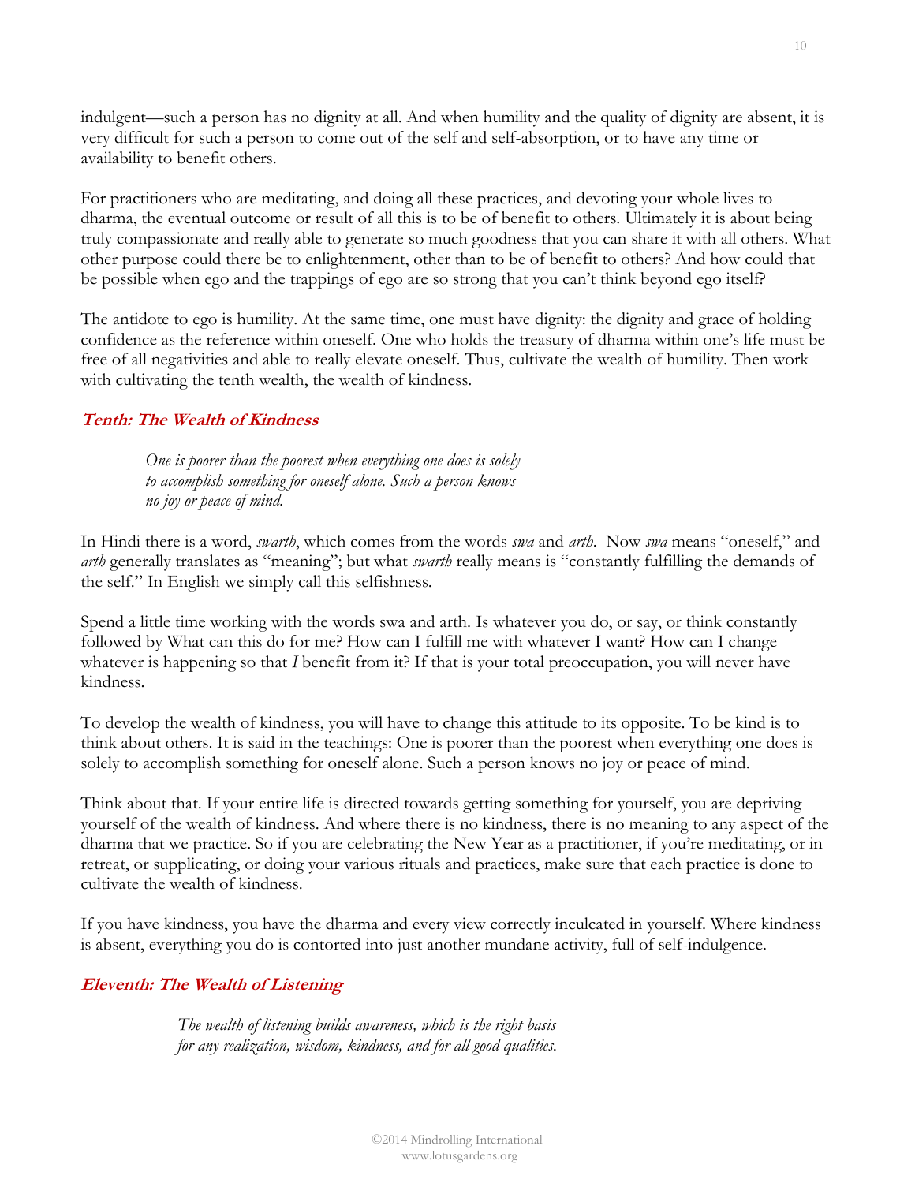indulgent—such a person has no dignity at all. And when humility and the quality of dignity are absent, it is very difficult for such a person to come out of the self and self-absorption, or to have any time or availability to benefit others.

For practitioners who are meditating, and doing all these practices, and devoting your whole lives to dharma, the eventual outcome or result of all this is to be of benefit to others. Ultimately it is about being truly compassionate and really able to generate so much goodness that you can share it with all others. What other purpose could there be to enlightenment, other than to be of benefit to others? And how could that be possible when ego and the trappings of ego are so strong that you can't think beyond ego itself?

The antidote to ego is humility. At the same time, one must have dignity: the dignity and grace of holding confidence as the reference within oneself. One who holds the treasury of dharma within one's life must be free of all negativities and able to really elevate oneself. Thus, cultivate the wealth of humility. Then work with cultivating the tenth wealth, the wealth of kindness.

### *Tenth: The Wealth of Kindness*

> *One is poorer than the poorest when everything one does is solely to accomplish something for oneself alone. Such a person knows no joy or peace of mind.*

In Hindi there is a word, *swarth*, which comes from the words *swa* and *arth*. Now *swa* means "oneself," and *arth* generally translates as "meaning"; but what *swarth* really means is "constantly fulfilling the demands of the self." In English we simply call this selfishness.

Spend a little time working with the words swa and arth. Is whatever you do, or say, or think constantly followed by What can this do for me? How can I fulfill me with whatever I want? How can I change whatever is happening so that *I* benefit from it? If that is your total preoccupation, you will never have kindness.

To develop the wealth of kindness, you will have to change this attitude to its opposite. To be kind is to think about others. It is said in the teachings: One is poorer than the poorest when everything one does is solely to accomplish something for oneself alone. Such a person knows no joy or peace of mind.

Think about that. If your entire life is directed towards getting something for yourself, you are depriving yourself of the wealth of kindness. And where there is no kindness, there is no meaning to any aspect of the dharma that we practice. So if you are celebrating the New Year as a practitioner, if you're meditating, or in retreat, or supplicating, or doing your various rituals and practices, make sure that each practice is done to cultivate the wealth of kindness.

If you have kindness, you have the dharma and every view correctly inculcated in yourself. Where kindness is absent, everything you do is contorted into just another mundane activity, full of self-indulgence.

### *Eleventh: The Wealth of Listening*

> *The wealth of listening builds awareness, which is the right basis for any realization, wisdom, kindness, and for all good qualities.*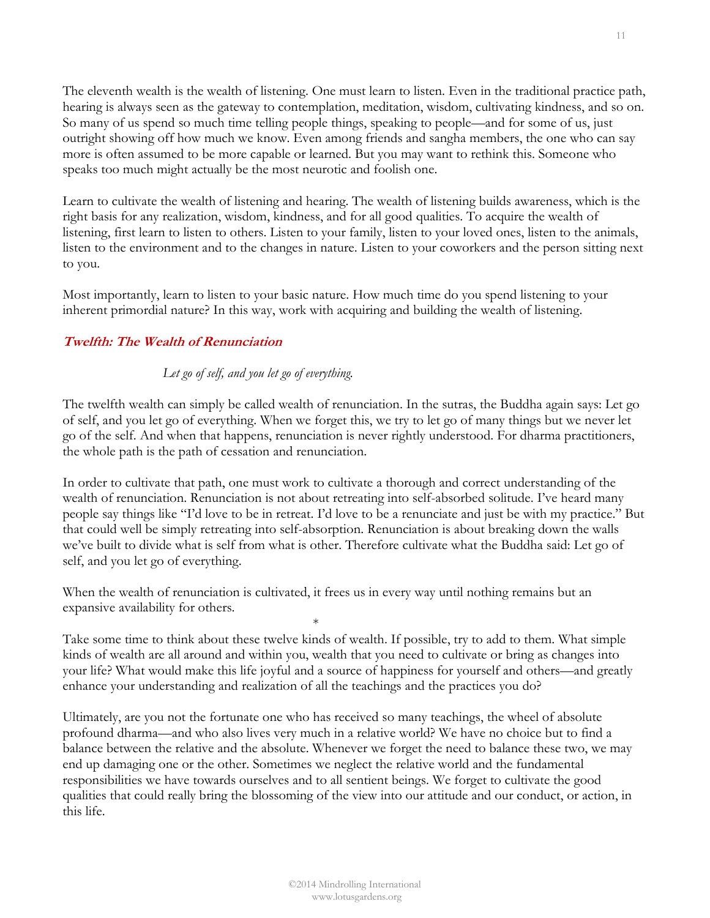The eleventh wealth is the wealth of listening. One must learn to listen. Even in the traditional practice path, hearing is always seen as the gateway to contemplation, meditation, wisdom, cultivating kindness, and so on. So many of us spend so much time telling people things, speaking to people—and for some of us, just outright showing off how much we know. Even among friends and sangha members, the one who can say more is often assumed to be more capable or learned. But you may want to rethink this. Someone who speaks too much might actually be the most neurotic and foolish one.

Learn to cultivate the wealth of listening and hearing. The wealth of listening builds awareness, which is the right basis for any realization, wisdom, kindness, and for all good qualities. To acquire the wealth of listening, first learn to listen to others. Listen to your family, listen to your loved ones, listen to the animals, listen to the environment and to the changes in nature. Listen to your coworkers and the person sitting next to you.

Most importantly, learn to listen to your basic nature. How much time do you spend listening to your inherent primordial nature? In this way, work with acquiring and building the wealth of listening.

### ***Twelfth: The Wealth of Renunciation***

*Let go of self, and you let go of everything.*

The twelfth wealth can simply be called wealth of renunciation. In the sutras, the Buddha again says: Let go of self, and you let go of everything. When we forget this, we try to let go of many things but we never let go of the self. And when that happens, renunciation is never rightly understood. For dharma practitioners, the whole path is the path of cessation and renunciation.

In order to cultivate that path, one must work to cultivate a thorough and correct understanding of the wealth of renunciation. Renunciation is not about retreating into self-absorbed solitude. I've heard many people say things like "I'd love to be in retreat. I'd love to be a renunciate and just be with my practice." But that could well be simply retreating into self-absorption. Renunciation is about breaking down the walls we've built to divide what is self from what is other. Therefore cultivate what the Buddha said: Let go of self, and you let go of everything.

When the wealth of renunciation is cultivated, it frees us in every way until nothing remains but an expansive availability for others.

*

Take some time to think about these twelve kinds of wealth. If possible, try to add to them. What simple kinds of wealth are all around and within you, wealth that you need to cultivate or bring as changes into your life? What would make this life joyful and a source of happiness for yourself and others—and greatly enhance your understanding and realization of all the teachings and the practices you do?

Ultimately, are you not the fortunate one who has received so many teachings, the wheel of absolute profound dharma—and who also lives very much in a relative world? We have no choice but to find a balance between the relative and the absolute. Whenever we forget the need to balance these two, we may end up damaging one or the other. Sometimes we neglect the relative world and the fundamental responsibilities we have towards ourselves and to all sentient beings. We forget to cultivate the good qualities that could really bring the blossoming of the view into our attitude and our conduct, or action, in this life.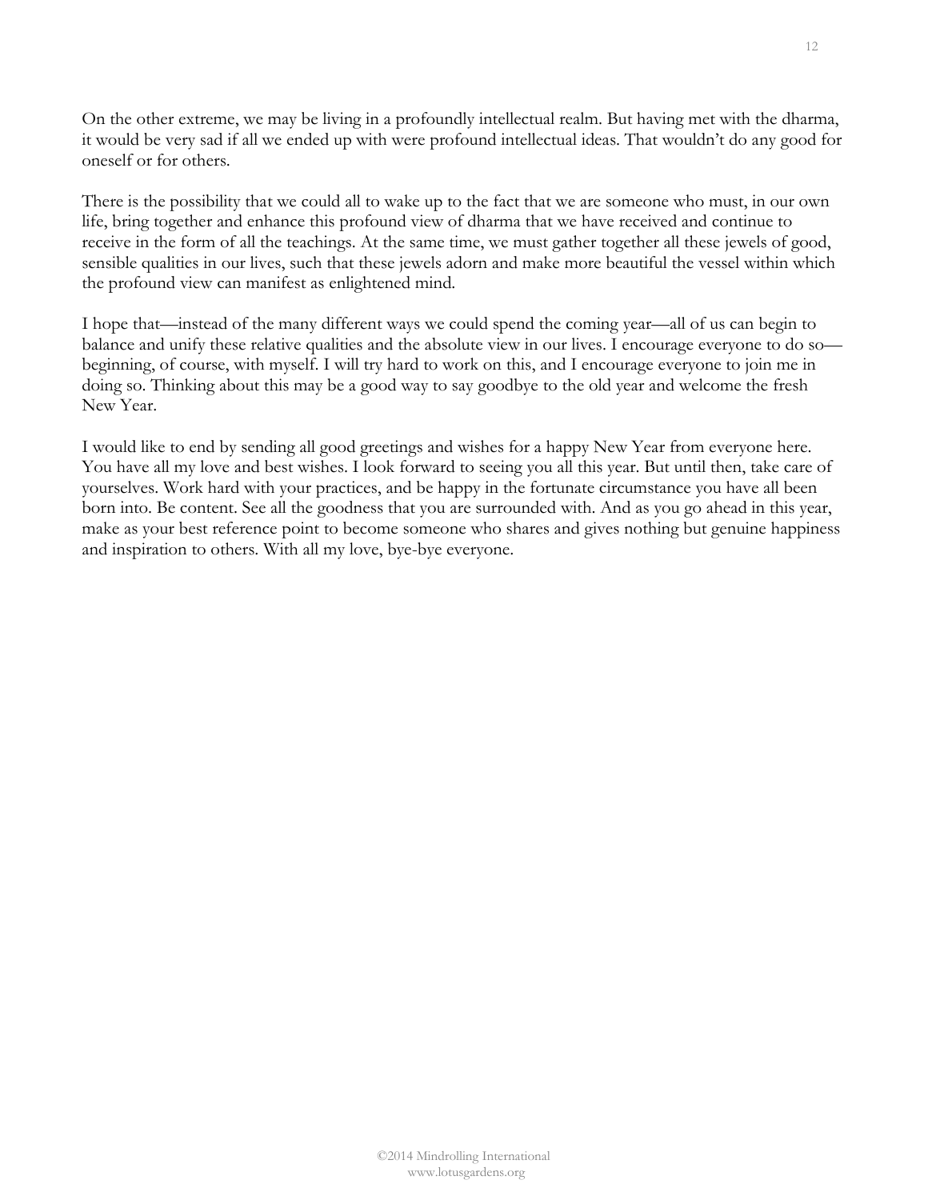On the other extreme, we may be living in a profoundly intellectual realm. But having met with the dharma, it would be very sad if all we ended up with were profound intellectual ideas. That wouldn't do any good for oneself or for others.

There is the possibility that we could all to wake up to the fact that we are someone who must, in our own life, bring together and enhance this profound view of dharma that we have received and continue to receive in the form of all the teachings. At the same time, we must gather together all these jewels of good, sensible qualities in our lives, such that these jewels adorn and make more beautiful the vessel within which the profound view can manifest as enlightened mind.

I hope that—instead of the many different ways we could spend the coming year—all of us can begin to balance and unify these relative qualities and the absolute view in our lives. I encourage everyone to do so—beginning, of course, with myself. I will try hard to work on this, and I encourage everyone to join me in doing so. Thinking about this may be a good way to say goodbye to the old year and welcome the fresh New Year.

I would like to end by sending all good greetings and wishes for a happy New Year from everyone here. You have all my love and best wishes. I look forward to seeing you all this year. But until then, take care of yourselves. Work hard with your practices, and be happy in the fortunate circumstance you have all been born into. Be content. See all the goodness that you are surrounded with. And as you go ahead in this year, make as your best reference point to become someone who shares and gives nothing but genuine happiness and inspiration to others. With all my love, bye-bye everyone.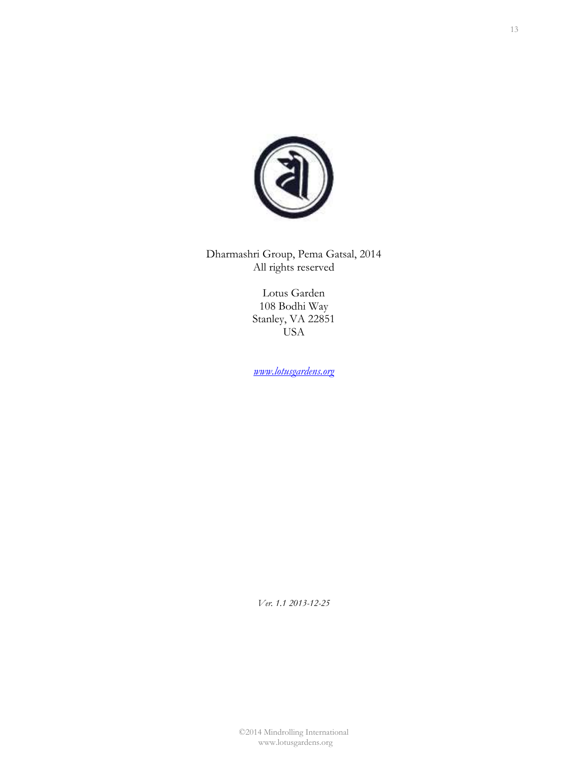Dharmashri Group, Pema Gatsal, 2014
All rights reserved

Lotus Garden
108 Bodhi Way
Stanley, VA 22851
USA

[www.lotusgardens.org](http://www.lotusgardens.org)

*Ver. 1.1 2013-12-25*